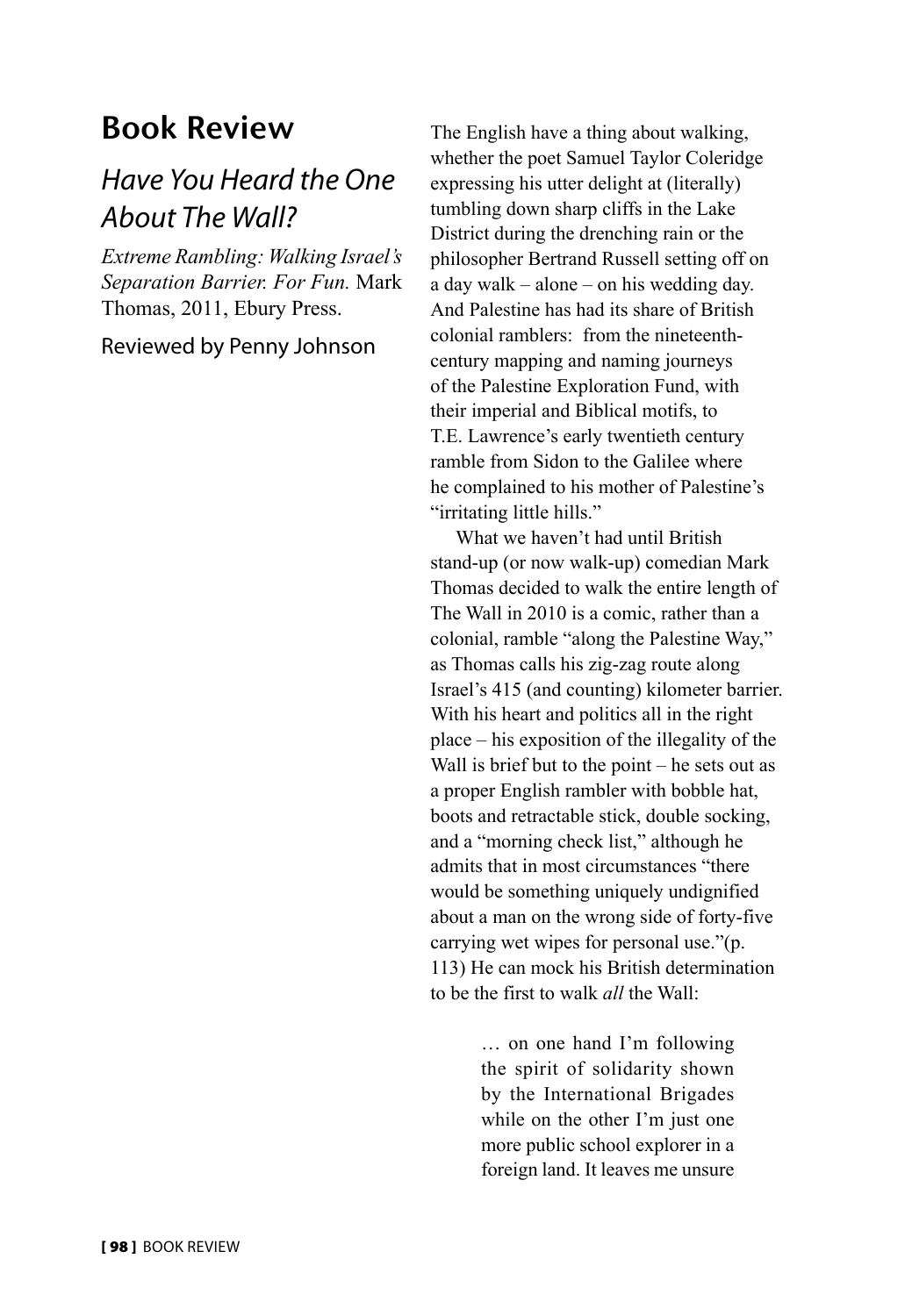# Book Review

## *Have You Heard the One About The Wall?*

*Extreme Rambling: Walking Israel's Separation Barrier. For Fun.* Mark Thomas, 2011, Ebury Press.

Reviewed by Penny Johnson

The English have a thing about walking, whether the poet Samuel Taylor Coleridge expressing his utter delight at (literally) tumbling down sharp cliffs in the Lake District during the drenching rain or the philosopher Bertrand Russell setting off on a day walk – alone – on his wedding day. And Palestine has had its share of British colonial ramblers: from the nineteenth-century mapping and naming journeys of the Palestine Exploration Fund, with their imperial and Biblical motifs, to T.E. Lawrence's early twentieth century ramble from Sidon to the Galilee where he complained to his mother of Palestine's "irritating little hills."

What we haven't had until British stand-up (or now walk-up) comedian Mark Thomas decided to walk the entire length of The Wall in 2010 is a comic, rather than a colonial, ramble "along the Palestine Way," as Thomas calls his zig-zag route along Israel's 415 (and counting) kilometer barrier. With his heart and politics all in the right place – his exposition of the illegality of the Wall is brief but to the point – he sets out as a proper English rambler with bobble hat, boots and retractable stick, double socking, and a "morning check list," although he admits that in most circumstances "there would be something uniquely undignified about a man on the wrong side of forty-five carrying wet wipes for personal use."(p. 113) He can mock his British determination to be the first to walk *all* the Wall:

> … on one hand I'm following the spirit of solidarity shown by the International Brigades while on the other I'm just one more public school explorer in a foreign land. It leaves me unsure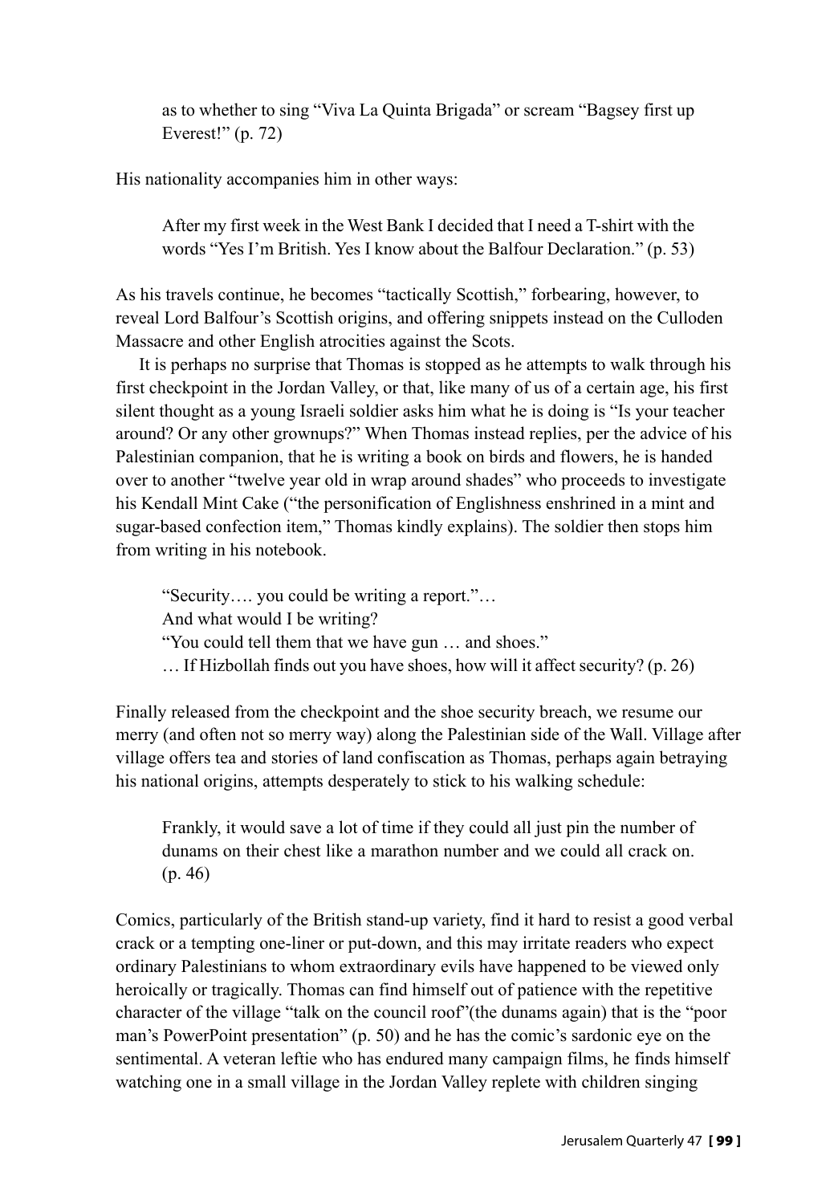> as to whether to sing "Viva La Quinta Brigada" or scream "Bagsey first up Everest!" (p. 72)

His nationality accompanies him in other ways:

> After my first week in the West Bank I decided that I need a T-shirt with the words "Yes I'm British. Yes I know about the Balfour Declaration." (p. 53)

As his travels continue, he becomes "tactically Scottish," forbearing, however, to reveal Lord Balfour's Scottish origins, and offering snippets instead on the Culloden Massacre and other English atrocities against the Scots.

It is perhaps no surprise that Thomas is stopped as he attempts to walk through his first checkpoint in the Jordan Valley, or that, like many of us of a certain age, his first silent thought as a young Israeli soldier asks him what he is doing is "Is your teacher around? Or any other grownups?" When Thomas instead replies, per the advice of his Palestinian companion, that he is writing a book on birds and flowers, he is handed over to another "twelve year old in wrap around shades" who proceeds to investigate his Kendall Mint Cake ("the personification of Englishness enshrined in a mint and sugar-based confection item," Thomas kindly explains). The soldier then stops him from writing in his notebook.

> "Security…. you could be writing a report."…
> And what would I be writing?
> "You could tell them that we have gun … and shoes."
> … If Hizbollah finds out you have shoes, how will it affect security? (p. 26)

Finally released from the checkpoint and the shoe security breach, we resume our merry (and often not so merry way) along the Palestinian side of the Wall. Village after village offers tea and stories of land confiscation as Thomas, perhaps again betraying his national origins, attempts desperately to stick to his walking schedule:

> Frankly, it would save a lot of time if they could all just pin the number of dunams on their chest like a marathon number and we could all crack on. (p. 46)

Comics, particularly of the British stand-up variety, find it hard to resist a good verbal crack or a tempting one-liner or put-down, and this may irritate readers who expect ordinary Palestinians to whom extraordinary evils have happened to be viewed only heroically or tragically. Thomas can find himself out of patience with the repetitive character of the village "talk on the council roof"(the dunams again) that is the "poor man's PowerPoint presentation" (p. 50) and he has the comic's sardonic eye on the sentimental. A veteran leftie who has endured many campaign films, he finds himself watching one in a small village in the Jordan Valley replete with children singing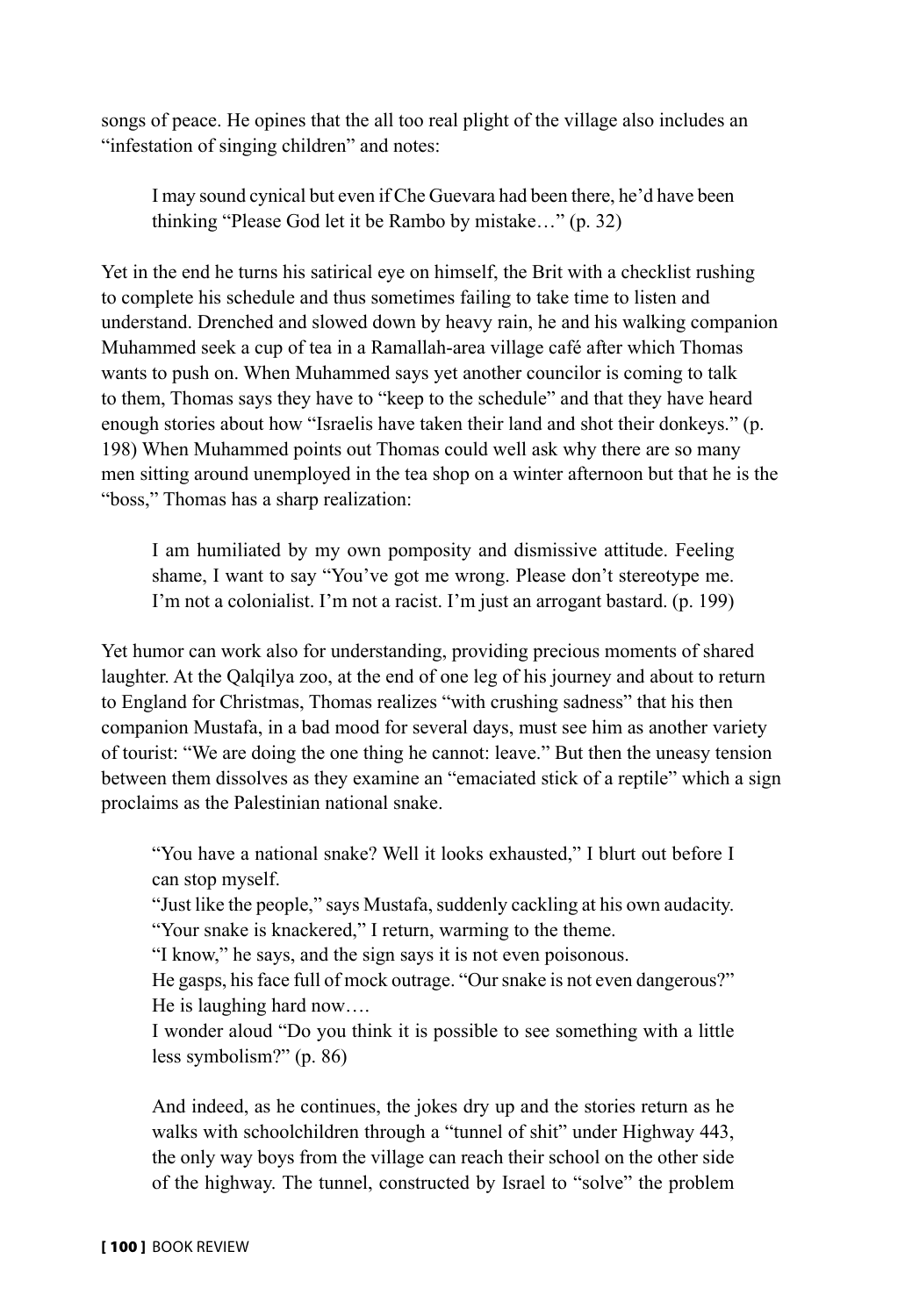songs of peace. He opines that the all too real plight of the village also includes an "infestation of singing children" and notes:

> I may sound cynical but even if Che Guevara had been there, he'd have been thinking "Please God let it be Rambo by mistake…" (p. 32)

Yet in the end he turns his satirical eye on himself, the Brit with a checklist rushing to complete his schedule and thus sometimes failing to take time to listen and understand. Drenched and slowed down by heavy rain, he and his walking companion Muhammed seek a cup of tea in a Ramallah-area village café after which Thomas wants to push on. When Muhammed says yet another councilor is coming to talk to them, Thomas says they have to "keep to the schedule" and that they have heard enough stories about how "Israelis have taken their land and shot their donkeys." (p. 198) When Muhammed points out Thomas could well ask why there are so many men sitting around unemployed in the tea shop on a winter afternoon but that he is the "boss," Thomas has a sharp realization:

> I am humiliated by my own pomposity and dismissive attitude. Feeling shame, I want to say "You've got me wrong. Please don't stereotype me. I'm not a colonialist. I'm not a racist. I'm just an arrogant bastard. (p. 199)

Yet humor can work also for understanding, providing precious moments of shared laughter. At the Qalqilya zoo, at the end of one leg of his journey and about to return to England for Christmas, Thomas realizes "with crushing sadness" that his then companion Mustafa, in a bad mood for several days, must see him as another variety of tourist: "We are doing the one thing he cannot: leave." But then the uneasy tension between them dissolves as they examine an "emaciated stick of a reptile" which a sign proclaims as the Palestinian national snake.

> "You have a national snake? Well it looks exhausted," I blurt out before I can stop myself.
> "Just like the people," says Mustafa, suddenly cackling at his own audacity.
> "Your snake is knackered," I return, warming to the theme.
> "I know," he says, and the sign says it is not even poisonous.
> He gasps, his face full of mock outrage. "Our snake is not even dangerous?" He is laughing hard now….
> I wonder aloud "Do you think it is possible to see something with a little less symbolism?" (p. 86)
>
> And indeed, as he continues, the jokes dry up and the stories return as he walks with schoolchildren through a "tunnel of shit" under Highway 443, the only way boys from the village can reach their school on the other side of the highway. The tunnel, constructed by Israel to "solve" the problem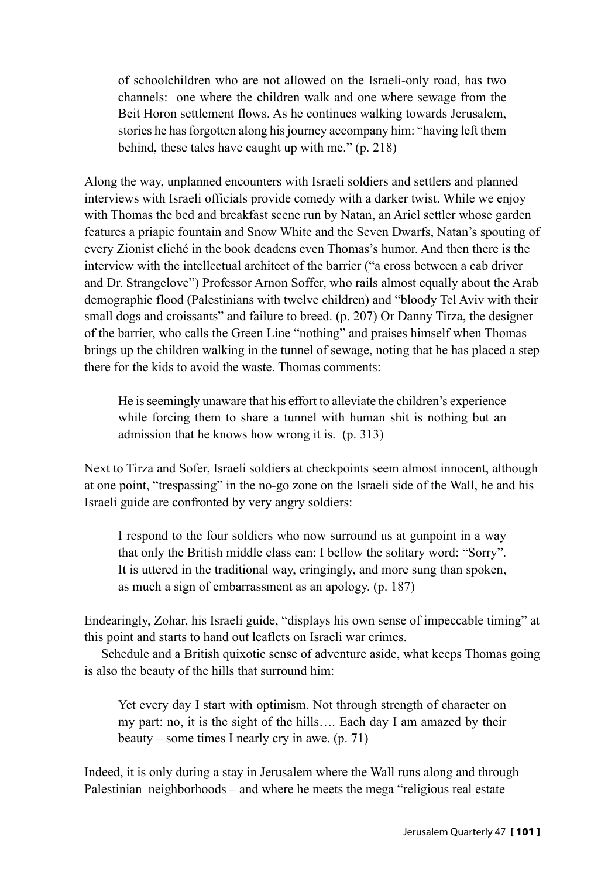> of schoolchildren who are not allowed on the Israeli-only road, has two channels: one where the children walk and one where sewage from the Beit Horon settlement flows. As he continues walking towards Jerusalem, stories he has forgotten along his journey accompany him: "having left them behind, these tales have caught up with me." (p. 218)

Along the way, unplanned encounters with Israeli soldiers and settlers and planned interviews with Israeli officials provide comedy with a darker twist. While we enjoy with Thomas the bed and breakfast scene run by Natan, an Ariel settler whose garden features a priapic fountain and Snow White and the Seven Dwarfs, Natan's spouting of every Zionist cliché in the book deadens even Thomas's humor. And then there is the interview with the intellectual architect of the barrier ("a cross between a cab driver and Dr. Strangelove") Professor Arnon Soffer, who rails almost equally about the Arab demographic flood (Palestinians with twelve children) and "bloody Tel Aviv with their small dogs and croissants" and failure to breed. (p. 207) Or Danny Tirza, the designer of the barrier, who calls the Green Line "nothing" and praises himself when Thomas brings up the children walking in the tunnel of sewage, noting that he has placed a step there for the kids to avoid the waste. Thomas comments:

> He is seemingly unaware that his effort to alleviate the children's experience while forcing them to share a tunnel with human shit is nothing but an admission that he knows how wrong it is. (p. 313)

Next to Tirza and Sofer, Israeli soldiers at checkpoints seem almost innocent, although at one point, "trespassing" in the no-go zone on the Israeli side of the Wall, he and his Israeli guide are confronted by very angry soldiers:

> I respond to the four soldiers who now surround us at gunpoint in a way that only the British middle class can: I bellow the solitary word: "Sorry". It is uttered in the traditional way, cringingly, and more sung than spoken, as much a sign of embarrassment as an apology. (p. 187)

Endearingly, Zohar, his Israeli guide, "displays his own sense of impeccable timing" at this point and starts to hand out leaflets on Israeli war crimes.

Schedule and a British quixotic sense of adventure aside, what keeps Thomas going is also the beauty of the hills that surround him:

> Yet every day I start with optimism. Not through strength of character on my part: no, it is the sight of the hills…. Each day I am amazed by their beauty – some times I nearly cry in awe. (p. 71)

Indeed, it is only during a stay in Jerusalem where the Wall runs along and through Palestinian neighborhoods – and where he meets the mega "religious real estate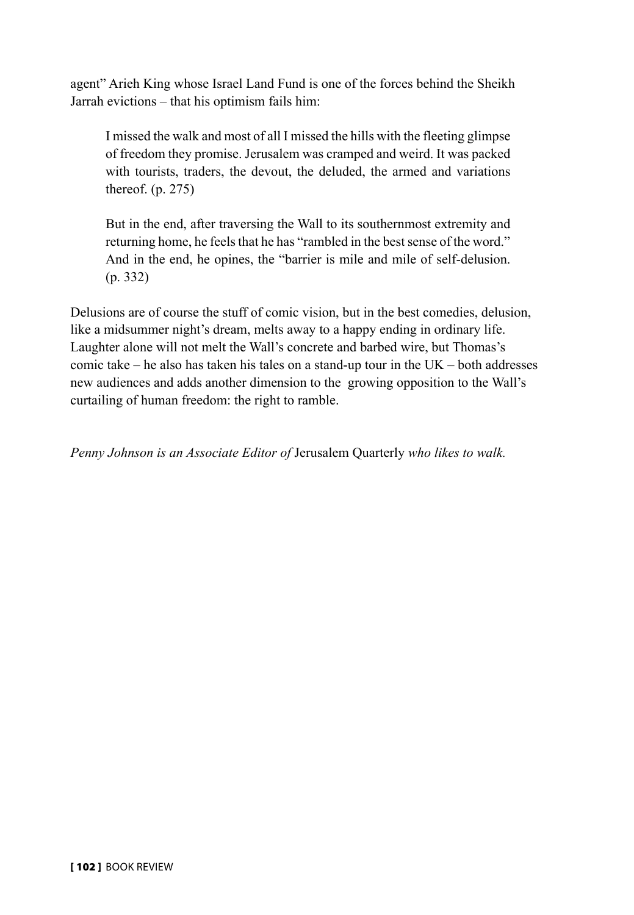agent" Arieh King whose Israel Land Fund is one of the forces behind the Sheikh Jarrah evictions – that his optimism fails him:

> I missed the walk and most of all I missed the hills with the fleeting glimpse of freedom they promise. Jerusalem was cramped and weird. It was packed with tourists, traders, the devout, the deluded, the armed and variations thereof. (p. 275)
>
> But in the end, after traversing the Wall to its southernmost extremity and returning home, he feels that he has "rambled in the best sense of the word." And in the end, he opines, the "barrier is mile and mile of self-delusion. (p. 332)

Delusions are of course the stuff of comic vision, but in the best comedies, delusion, like a midsummer night's dream, melts away to a happy ending in ordinary life. Laughter alone will not melt the Wall's concrete and barbed wire, but Thomas's comic take – he also has taken his tales on a stand-up tour in the UK – both addresses new audiences and adds another dimension to the growing opposition to the Wall's curtailing of human freedom: the right to ramble.

*Penny Johnson is an Associate Editor of* Jerusalem Quarterly *who likes to walk.*